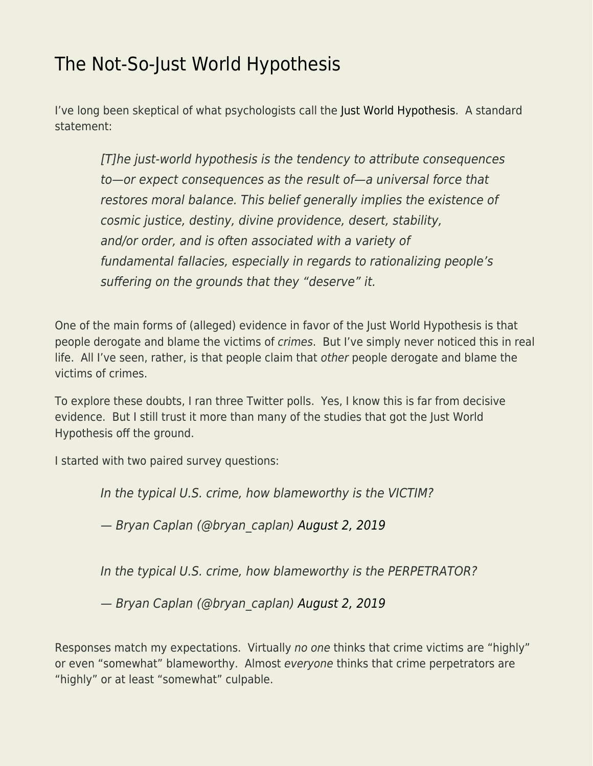# The Not-So-Just World Hypothesis

I've long been skeptical of what psychologists call the Just World Hypothesis. A standard statement:

> *[T]he just-world hypothesis is the tendency to attribute consequences to—or expect consequences as the result of—a universal force that restores moral balance. This belief generally implies the existence of cosmic justice, destiny, divine providence, desert, stability, and/or order, and is often associated with a variety of fundamental fallacies, especially in regards to rationalizing people's suffering on the grounds that they "deserve" it.*

One of the main forms of (alleged) evidence in favor of the Just World Hypothesis is that people derogate and blame the victims of *crimes*. But I've simply never noticed this in real life. All I've seen, rather, is that people claim that *other* people derogate and blame the victims of crimes.

To explore these doubts, I ran three Twitter polls. Yes, I know this is far from decisive evidence. But I still trust it more than many of the studies that got the Just World Hypothesis off the ground.

I started with two paired survey questions:

> *In the typical U.S. crime, how blameworthy is the VICTIM?*
>
> *— Bryan Caplan (@bryan_caplan) August 2, 2019*

> *In the typical U.S. crime, how blameworthy is the PERPETRATOR?*
>
> *— Bryan Caplan (@bryan_caplan) August 2, 2019*

Responses match my expectations. Virtually *no one* thinks that crime victims are "highly" or even "somewhat" blameworthy. Almost *everyone* thinks that crime perpetrators are "highly" or at least "somewhat" culpable.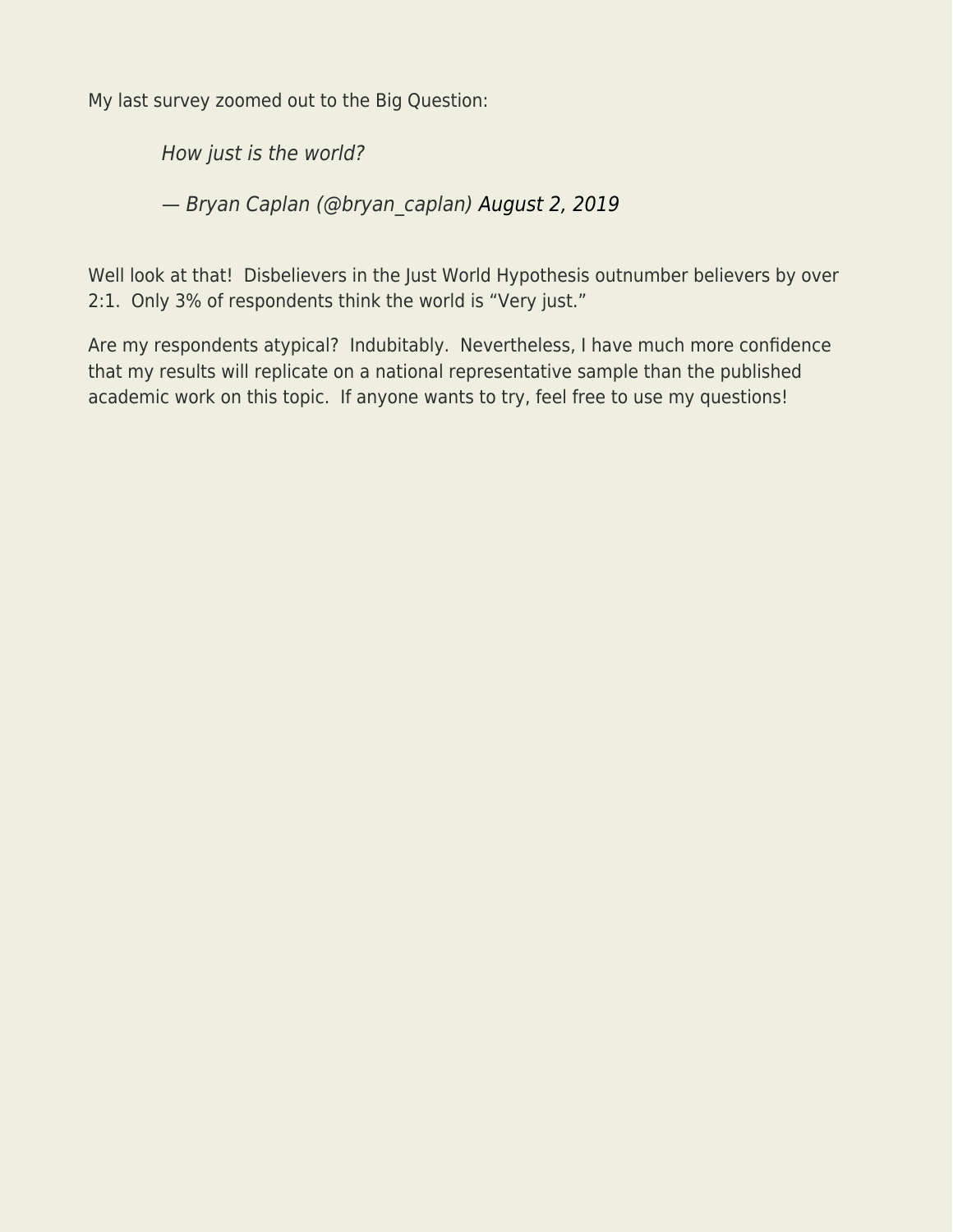My last survey zoomed out to the Big Question:

> *How just is the world?*
>
> *— Bryan Caplan (@bryan_caplan)* August 2, 2019

Well look at that! Disbelievers in the Just World Hypothesis outnumber believers by over 2:1. Only 3% of respondents think the world is "Very just."

Are my respondents atypical? Indubitably. Nevertheless, I have much more confidence that my results will replicate on a national representative sample than the published academic work on this topic. If anyone wants to try, feel free to use my questions!